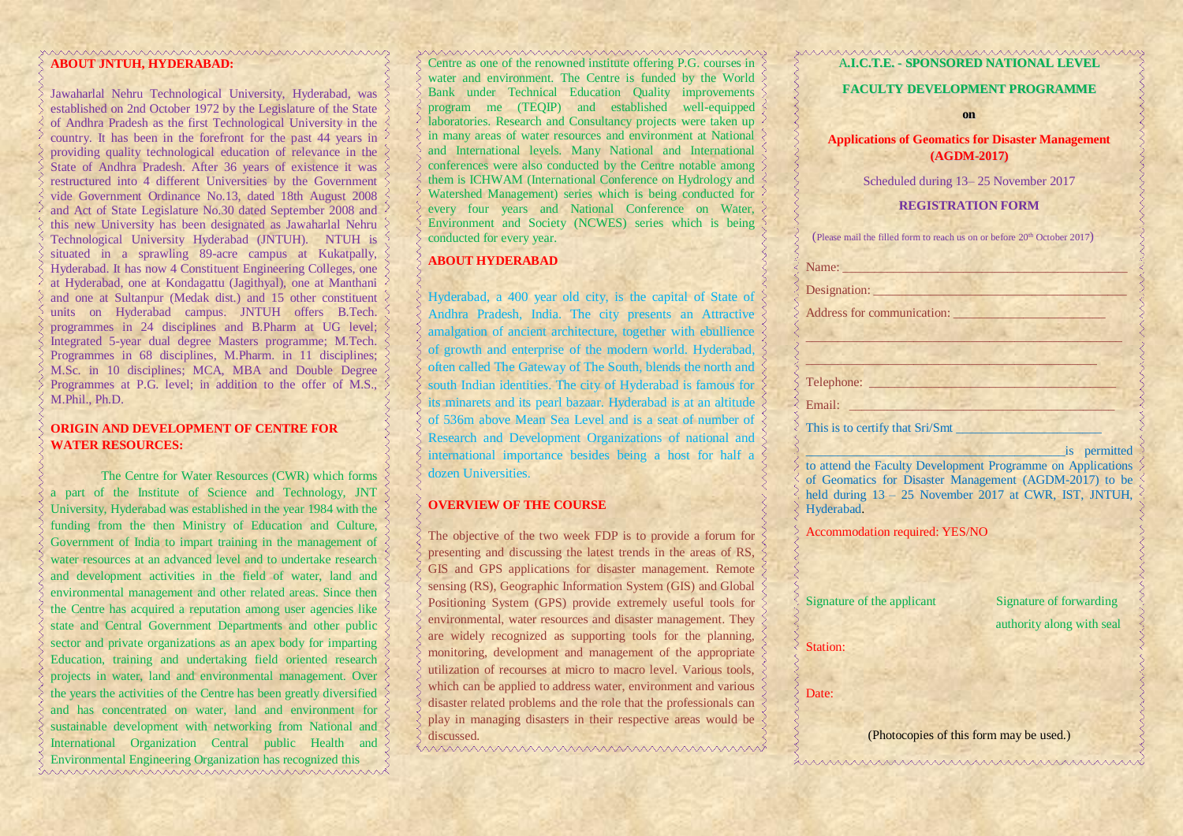## ABOUT JNTUH, HYDERABAD:

Jawaharlal Nehru Technological University, Hyderabad, was established on 2nd October 1972 by the Legislature of the State of Andhra Pradesh as the first Technological University in the country. It has been in the forefront for the past 44 years in providing quality technological education of relevance in the State of Andhra Pradesh. After 36 years of existence it was restructured into 4 different Universities by the Government vide Government Ordinance No.13, dated 18th August 2008 and Act of State Legislature No.30 dated September 2008 and this new University has been designated as Jawaharlal Nehru Technological University Hyderabad (JNTUH). NTUH is situated in a sprawling 89-acre campus at Kukatpally, Hyderabad. It has now 4 Constituent Engineering Colleges, one at Hyderabad, one at Kondagattu (Jagithyal), one at Manthani and one at Sultanpur (Medak dist.) and 15 other constituent units on Hyderabad campus. JNTUH offers B.Tech. programmes in 24 disciplines and B.Pharm at UG level; Integrated 5-year dual degree Masters programme; M.Tech. Programmes in 68 disciplines, M.Pharm. in 11 disciplines; M.Sc. in 10 disciplines; MCA, MBA and Double Degree Programmes at P.G. level; in addition to the offer of M.S., M.Phil., Ph.D.

## ORIGIN AND DEVELOPMENT OF CENTRE FOR WATER RESOURCES:

The Centre for Water Resources (CWR) which forms a part of the Institute of Science and Technology, JNT University, Hyderabad was established in the year 1984 with the funding from the then Ministry of Education and Culture, Government of India to impart training in the management of water resources at an advanced level and to undertake research and development activities in the field of water, land and environmental management and other related areas. Since then the Centre has acquired a reputation among user agencies like state and Central Government Departments and other public sector and private organizations as an apex body for imparting Education, training and undertaking field oriented research projects in water, land and environmental management. Over the years the activities of the Centre has been greatly diversified and has concentrated on water, land and environment for sustainable development with networking from National and International Organization Central public Health and Environmental Engineering Organization has recognized this Centre as one of the renowned institute offering P.G. courses in water and environment. The Centre is funded by the World Bank under Technical Education Quality improvements program me (TEQIP) and established well-equipped laboratories. Research and Consultancy projects were taken up in many areas of water resources and environment at National and International levels. Many National and International conferences were also conducted by the Centre notable among them is ICHWAM (International Conference on Hydrology and Watershed Management) series which is being conducted for every four years and National Conference on Water, Environment and Society (NCWES) series which is being conducted for every year.

## ABOUT HYDERABAD

Hyderabad, a 400 year old city, is the capital of State of Andhra Pradesh, India. The city presents an Attractive amalgation of ancient architecture, together with ebullience of growth and enterprise of the modern world. Hyderabad, often called The Gateway of The South, blends the north and south Indian identities. The city of Hyderabad is famous for its minarets and its pearl bazaar. Hyderabad is at an altitude of 536m above Mean Sea Level and is a seat of number of Research and Development Organizations of national and international importance besides being a host for half a dozen Universities.

## OVERVIEW OF THE COURSE

The objective of the two week FDP is to provide a forum for presenting and discussing the latest trends in the areas of RS, GIS and GPS applications for disaster management. Remote sensing (RS), Geographic Information System (GIS) and Global Positioning System (GPS) provide extremely useful tools for environmental, water resources and disaster management. They are widely recognized as supporting tools for the planning, monitoring, development and management of the appropriate utilization of recourses at micro to macro level. Various tools, which can be applied to address water, environment and various disaster related problems and the role that the professionals can play in managing disasters in their respective areas would be discussed.

## A.I.C.T.E. - SPONSORED NATIONAL LEVEL

## FACULTY DEVELOPMENT PROGRAMME

**on**

## Applications of Geomatics for Disaster Management (AGDM-2017)

Scheduled during 13– 25 November 2017

### REGISTRATION FORM

(Please mail the filled form to reach us on or before 20th October 2017)

Name: ____________________________________________

Designation: _______________________________________

Address for communication: _______________________

____________________________________________________

____________________________________________________

Telephone: ________________________________________

Email: ____________________________________________

This is to certify that Sri/Smt _______________________

________________________________________ is permitted to attend the Faculty Development Programme on Applications of Geomatics for Disaster Management (AGDM-2017) to be held during 13 – 25 November 2017 at CWR, IST, JNTUH, Hyderabad.

Accommodation required: YES/NO

Signature of the applicant

Signature of forwarding authority along with seal

Station:

Date:

(Photocopies of this form may be used.)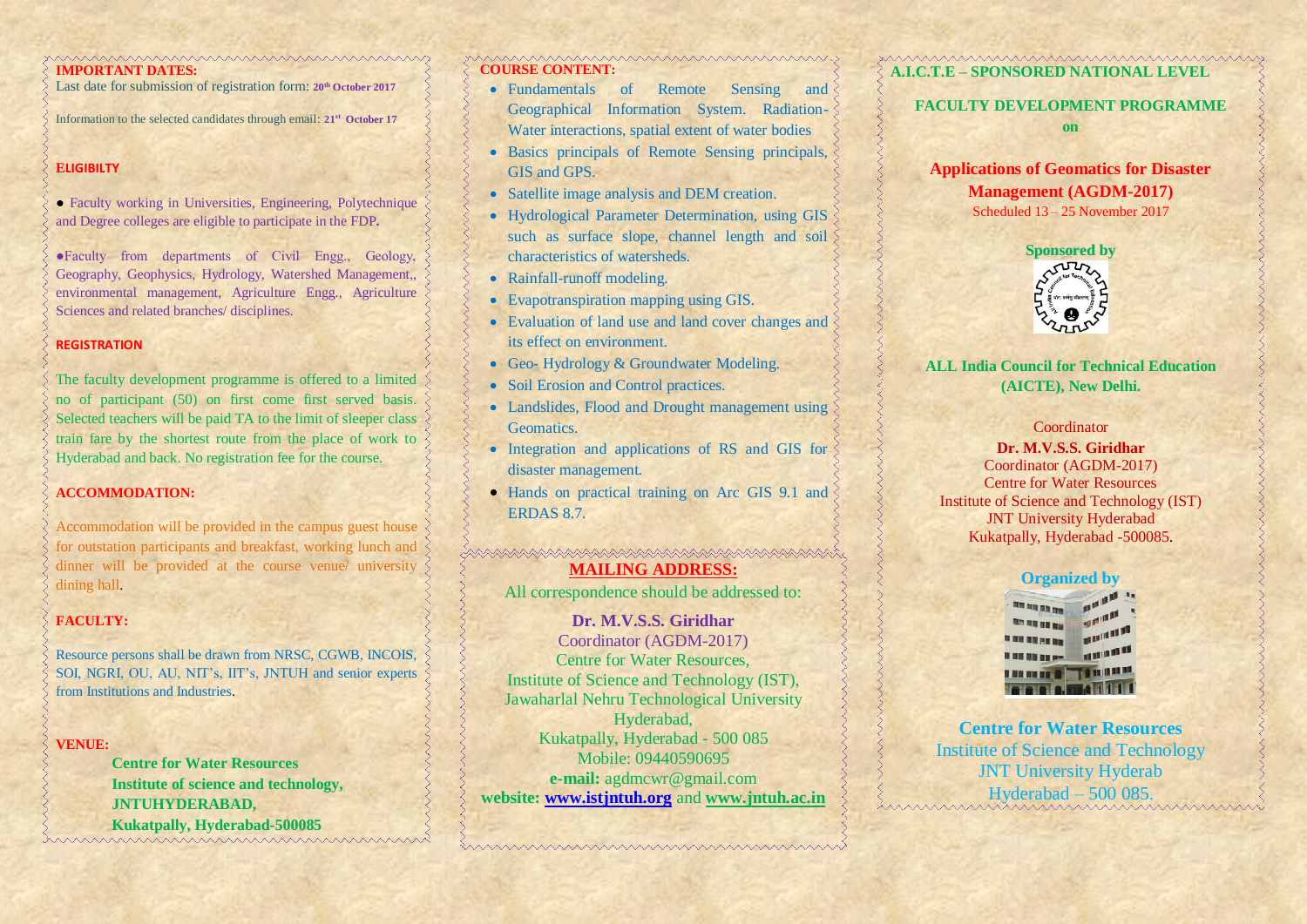## IMPORTANT DATES:

Last date for submission of registration form: 20th October 2017

Information to the selected candidates through email: 21st October 17

## ELIGIBILTY

- Faculty working in Universities, Engineering, Polytechnique and Degree colleges are eligible to participate in the FDP.
- Faculty from departments of Civil Engg., Geology, Geography, Geophysics, Hydrology, Watershed Management,, environmental management, Agriculture Engg., Agriculture Sciences and related branches/ disciplines.

## REGISTRATION

The faculty development programme is offered to a limited no of participant (50) on first come first served basis. Selected teachers will be paid TA to the limit of sleeper class train fare by the shortest route from the place of work to Hyderabad and back. No registration fee for the course.

## ACCOMMODATION:

Accommodation will be provided in the campus guest house for outstation participants and breakfast, working lunch and dinner will be provided at the course venue/ university dining hall.

## FACULTY:

Resource persons shall be drawn from NRSC, CGWB, INCOIS, SOI, NGRI, OU, AU, NIT's, IIT's, JNTUH and senior experts from Institutions and Industries.

## VENUE:

**Centre for Water Resources**
**Institute of science and technology,**
**JNTUHYDERABAD,**
**Kukatpally, Hyderabad-500085**

## COURSE CONTENT:

- Fundamentals of Remote Sensing and Geographical Information System. Radiation-Water interactions, spatial extent of water bodies
- Basics principals of Remote Sensing principals, GIS and GPS.
- Satellite image analysis and DEM creation.
- Hydrological Parameter Determination, using GIS such as surface slope, channel length and soil characteristics of watersheds.
- Rainfall-runoff modeling.
- Evapotranspiration mapping using GIS.
- Evaluation of land use and land cover changes and its effect on environment.
- Geo- Hydrology & Groundwater Modeling.
- Soil Erosion and Control practices.
- Landslides, Flood and Drought management using Geomatics.
- Integration and applications of RS and GIS for disaster management.
- Hands on practical training on Arc GIS 9.1 and ERDAS 8.7.

## MAILING ADDRESS:

All correspondence should be addressed to:

**Dr. M.V.S.S. Giridhar**
Coordinator (AGDM-2017)
Centre for Water Resources,
Institute of Science and Technology (IST),
Jawaharlal Nehru Technological University
Hyderabad,
Kukatpally, Hyderabad - 500 085
Mobile: 09440590695
**e-mail:** agdmcwr@gmail.com
**website:** **www.istjntuh.org** and **www.jntuh.ac.in**

## A.I.C.T.E – SPONSORED NATIONAL LEVEL

**FACULTY DEVELOPMENT PROGRAMME on**

# Applications of Geomatics for Disaster Management (AGDM-2017)

Scheduled 13 – 25 November 2017

**Sponsored by**

**ALL India Council for Technical Education (AICTE), New Delhi.**

Coordinator
**Dr. M.V.S.S. Giridhar**
Coordinator (AGDM-2017)
Centre for Water Resources
Institute of Science and Technology (IST)
JNT University Hyderabad
Kukatpally, Hyderabad -500085.

**Organized by**

**Centre for Water Resources**
Institute of Science and Technology
JNT University Hyderab
Hyderabad – 500 085.